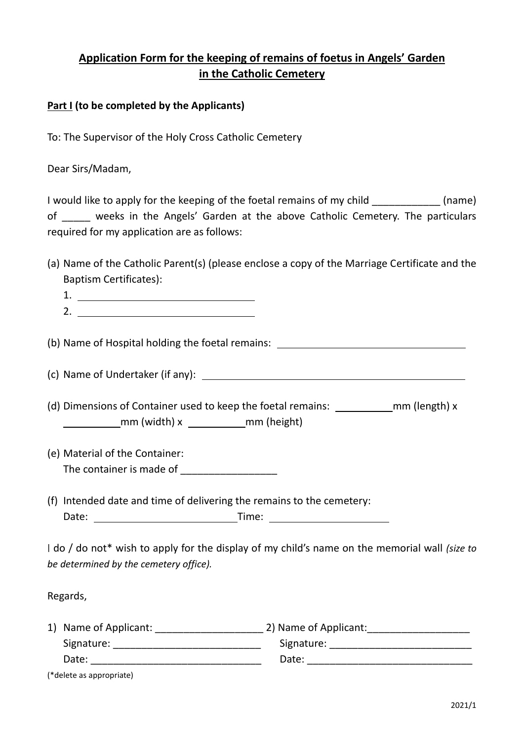# Application Form for the keeping of remains of foetus in Angels' Garden in the Catholic Cemetery

**Part I (to be completed by the Applicants)**

To: The Supervisor of the Holy Cross Catholic Cemetery

Dear Sirs/Madam,

I would like to apply for the keeping of the foetal remains of my child ____________ (name) of _____ weeks in the Angels' Garden at the above Catholic Cemetery. The particulars required for my application are as follows:

(a) Name of the Catholic Parent(s) (please enclose a copy of the Marriage Certificate and the Baptism Certificates):

1. ______________________________
2. ______________________________

(b) Name of Hospital holding the foetal remains: ______________________________

(c) Name of Undertaker (if any): ______________________________

(d) Dimensions of Container used to keep the foetal remains: __________mm (length) x __________mm (width) x __________mm (height)

(e) Material of the Container:
The container is made of _________________

(f) Intended date and time of delivering the remains to the cemetery:
Date: ________________________ Time: ____________________

I do / do not* wish to apply for the display of my child's name on the memorial wall *(size to be determined by the cemetery office).*

Regards,

1) Name of Applicant: ___________________
Signature: __________________________
Date: ______________________________

2) Name of Applicant: __________________
Signature: _________________________
Date: ______________________________

(*delete as appropriate)

2021/1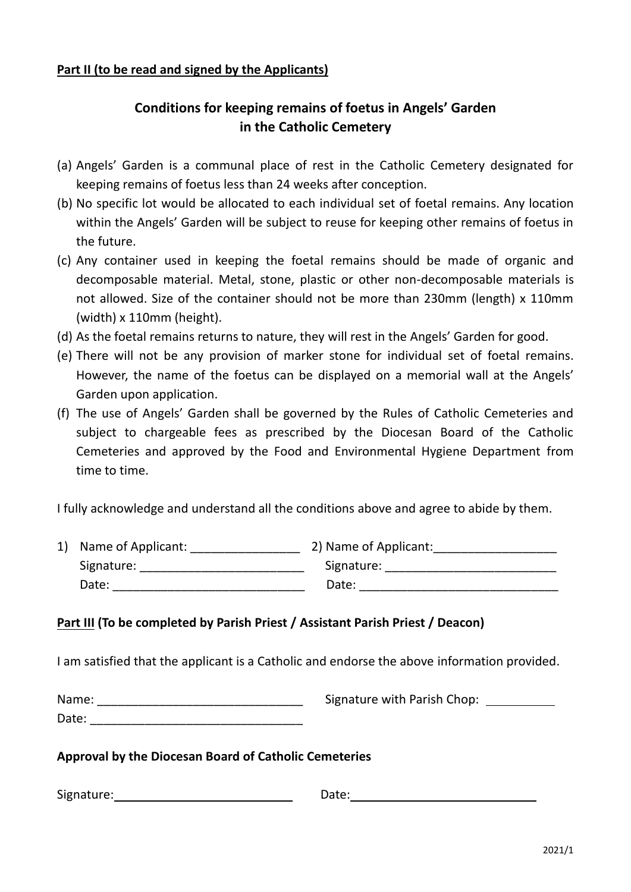**Part II (to be read and signed by the Applicants)**

## Conditions for keeping remains of foetus in Angels' Garden in the Catholic Cemetery

(a) Angels' Garden is a communal place of rest in the Catholic Cemetery designated for keeping remains of foetus less than 24 weeks after conception.
(b) No specific lot would be allocated to each individual set of foetal remains. Any location within the Angels' Garden will be subject to reuse for keeping other remains of foetus in the future.
(c) Any container used in keeping the foetal remains should be made of organic and decomposable material. Metal, stone, plastic or other non-decomposable materials is not allowed. Size of the container should not be more than 230mm (length) x 110mm (width) x 110mm (height).
(d) As the foetal remains returns to nature, they will rest in the Angels' Garden for good.
(e) There will not be any provision of marker stone for individual set of foetal remains. However, the name of the foetus can be displayed on a memorial wall at the Angels' Garden upon application.
(f) The use of Angels' Garden shall be governed by the Rules of Catholic Cemeteries and subject to chargeable fees as prescribed by the Diocesan Board of the Catholic Cemeteries and approved by the Food and Environmental Hygiene Department from time to time.

I fully acknowledge and understand all the conditions above and agree to abide by them.

1) Name of Applicant: ________________
Signature: ________________________
Date: ____________________________

2) Name of Applicant: __________________
Signature: _________________________
Date: _____________________________

**Part III (To be completed by Parish Priest / Assistant Parish Priest / Deacon)**

I am satisfied that the applicant is a Catholic and endorse the above information provided.

Name: ______________________________
Date: _______________________________

Signature with Parish Chop: __________

**Approval by the Diocesan Board of Catholic Cemeteries**

Signature: ___________________________ Date: ____________________________

2021/1